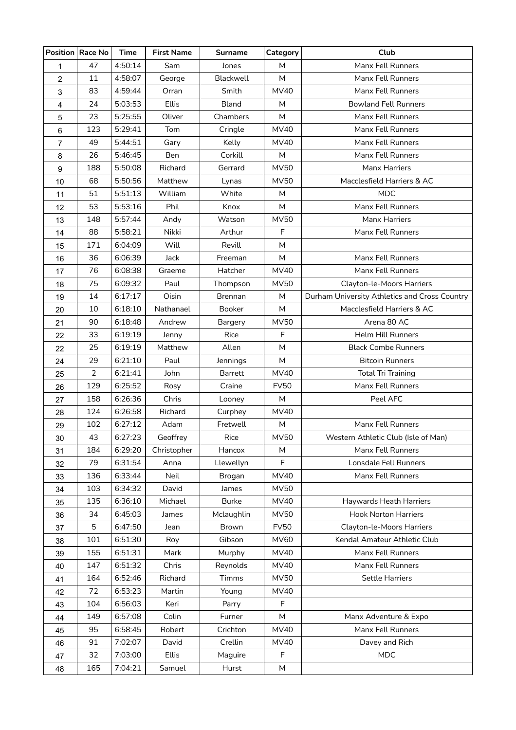| Position | Race No | Time | First Name | Surname | Category | Club |
|---|---|---|---|---|---|---|
| 1 | 47 | 4:50:14 | Sam | Jones | M | Manx Fell Runners |
| 2 | 11 | 4:58:07 | George | Blackwell | M | Manx Fell Runners |
| 3 | 83 | 4:59:44 | Orran | Smith | MV40 | Manx Fell Runners |
| 4 | 24 | 5:03:53 | Ellis | Bland | M | Bowland Fell Runners |
| 5 | 23 | 5:25:55 | Oliver | Chambers | M | Manx Fell Runners |
| 6 | 123 | 5:29:41 | Tom | Cringle | MV40 | Manx Fell Runners |
| 7 | 49 | 5:44:51 | Gary | Kelly | MV40 | Manx Fell Runners |
| 8 | 26 | 5:46:45 | Ben | Corkill | M | Manx Fell Runners |
| 9 | 188 | 5:50:08 | Richard | Gerrard | MV50 | Manx Harriers |
| 10 | 68 | 5:50:56 | Matthew | Lynas | MV50 | Macclesfield Harriers & AC |
| 11 | 51 | 5:51:13 | William | White | M | MDC |
| 12 | 53 | 5:53:16 | Phil | Knox | M | Manx Fell Runners |
| 13 | 148 | 5:57:44 | Andy | Watson | MV50 | Manx Harriers |
| 14 | 88 | 5:58:21 | Nikki | Arthur | F | Manx Fell Runners |
| 15 | 171 | 6:04:09 | Will | Revill | M | |
| 16 | 36 | 6:06:39 | Jack | Freeman | M | Manx Fell Runners |
| 17 | 76 | 6:08:38 | Graeme | Hatcher | MV40 | Manx Fell Runners |
| 18 | 75 | 6:09:32 | Paul | Thompson | MV50 | Clayton-le-Moors Harriers |
| 19 | 14 | 6:17:17 | Oisin | Brennan | M | Durham University Athletics and Cross Country |
| 20 | 10 | 6:18:10 | Nathanael | Booker | M | Macclesfield Harriers & AC |
| 21 | 90 | 6:18:48 | Andrew | Bargery | MV50 | Arena 80 AC |
| 22 | 33 | 6:19:19 | Jenny | Rice | F | Helm Hill Runners |
| 22 | 25 | 6:19:19 | Matthew | Allen | M | Black Combe Runners |
| 24 | 29 | 6:21:10 | Paul | Jennings | M | Bitcoin Runners |
| 25 | 2 | 6:21:41 | John | Barrett | MV40 | Total Tri Training |
| 26 | 129 | 6:25:52 | Rosy | Craine | FV50 | Manx Fell Runners |
| 27 | 158 | 6:26:36 | Chris | Looney | M | Peel AFC |
| 28 | 124 | 6:26:58 | Richard | Curphey | MV40 | |
| 29 | 102 | 6:27:12 | Adam | Fretwell | M | Manx Fell Runners |
| 30 | 43 | 6:27:23 | Geoffrey | Rice | MV50 | Western Athletic Club (Isle of Man) |
| 31 | 184 | 6:29:20 | Christopher | Hancox | M | Manx Fell Runners |
| 32 | 79 | 6:31:54 | Anna | Llewellyn | F | Lonsdale Fell Runners |
| 33 | 136 | 6:33:44 | Neil | Brogan | MV40 | Manx Fell Runners |
| 34 | 103 | 6:34:32 | David | James | MV50 | |
| 35 | 135 | 6:36:10 | Michael | Burke | MV40 | Haywards Heath Harriers |
| 36 | 34 | 6:45:03 | James | Mclaughlin | MV50 | Hook Norton Harriers |
| 37 | 5 | 6:47:50 | Jean | Brown | FV50 | Clayton-le-Moors Harriers |
| 38 | 101 | 6:51:30 | Roy | Gibson | MV60 | Kendal Amateur Athletic Club |
| 39 | 155 | 6:51:31 | Mark | Murphy | MV40 | Manx Fell Runners |
| 40 | 147 | 6:51:32 | Chris | Reynolds | MV40 | Manx Fell Runners |
| 41 | 164 | 6:52:46 | Richard | Timms | MV50 | Settle Harriers |
| 42 | 72 | 6:53:23 | Martin | Young | MV40 | |
| 43 | 104 | 6:56:03 | Keri | Parry | F | |
| 44 | 149 | 6:57:08 | Colin | Furner | M | Manx Adventure & Expo |
| 45 | 95 | 6:58:45 | Robert | Crichton | MV40 | Manx Fell Runners |
| 46 | 91 | 7:02:07 | David | Crellin | MV40 | Davey and Rich |
| 47 | 32 | 7:03:00 | Ellis | Maguire | F | MDC |
| 48 | 165 | 7:04:21 | Samuel | Hurst | M | |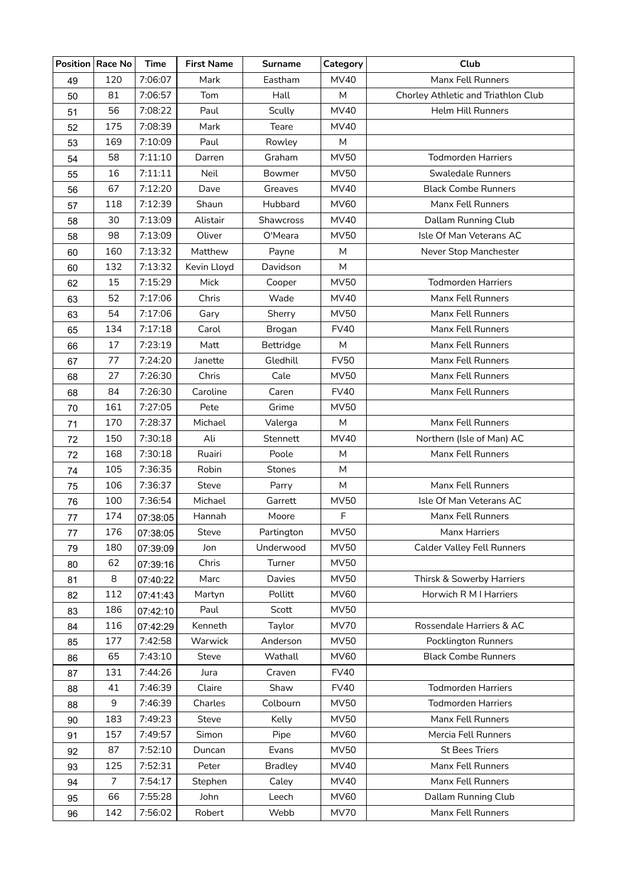| Position | Race No | Time | First Name | Surname | Category | Club |
|---|---|---|---|---|---|---|
| 49 | 120 | 7:06:07 | Mark | Eastham | MV40 | Manx Fell Runners |
| 50 | 81 | 7:06:57 | Tom | Hall | M | Chorley Athletic and Triathlon Club |
| 51 | 56 | 7:08:22 | Paul | Scully | MV40 | Helm Hill Runners |
| 52 | 175 | 7:08:39 | Mark | Teare | MV40 | |
| 53 | 169 | 7:10:09 | Paul | Rowley | M | |
| 54 | 58 | 7:11:10 | Darren | Graham | MV50 | Todmorden Harriers |
| 55 | 16 | 7:11:11 | Neil | Bowmer | MV50 | Swaledale Runners |
| 56 | 67 | 7:12:20 | Dave | Greaves | MV40 | Black Combe Runners |
| 57 | 118 | 7:12:39 | Shaun | Hubbard | MV60 | Manx Fell Runners |
| 58 | 30 | 7:13:09 | Alistair | Shawcross | MV40 | Dallam Running Club |
| 58 | 98 | 7:13:09 | Oliver | O'Meara | MV50 | Isle Of Man Veterans AC |
| 60 | 160 | 7:13:32 | Matthew | Payne | M | Never Stop Manchester |
| 60 | 132 | 7:13:32 | Kevin Lloyd | Davidson | M | |
| 62 | 15 | 7:15:29 | Mick | Cooper | MV50 | Todmorden Harriers |
| 63 | 52 | 7:17:06 | Chris | Wade | MV40 | Manx Fell Runners |
| 63 | 54 | 7:17:06 | Gary | Sherry | MV50 | Manx Fell Runners |
| 65 | 134 | 7:17:18 | Carol | Brogan | FV40 | Manx Fell Runners |
| 66 | 17 | 7:23:19 | Matt | Bettridge | M | Manx Fell Runners |
| 67 | 77 | 7:24:20 | Janette | Gledhill | FV50 | Manx Fell Runners |
| 68 | 27 | 7:26:30 | Chris | Cale | MV50 | Manx Fell Runners |
| 68 | 84 | 7:26:30 | Caroline | Caren | FV40 | Manx Fell Runners |
| 70 | 161 | 7:27:05 | Pete | Grime | MV50 | |
| 71 | 170 | 7:28:37 | Michael | Valerga | M | Manx Fell Runners |
| 72 | 150 | 7:30:18 | Ali | Stennett | MV40 | Northern (Isle of Man) AC |
| 72 | 168 | 7:30:18 | Ruairi | Poole | M | Manx Fell Runners |
| 74 | 105 | 7:36:35 | Robin | Stones | M | |
| 75 | 106 | 7:36:37 | Steve | Parry | M | Manx Fell Runners |
| 76 | 100 | 7:36:54 | Michael | Garrett | MV50 | Isle Of Man Veterans AC |
| 77 | 174 | 07:38:05 | Hannah | Moore | F | Manx Fell Runners |
| 77 | 176 | 07:38:05 | Steve | Partington | MV50 | Manx Harriers |
| 79 | 180 | 07:39:09 | Jon | Underwood | MV50 | Calder Valley Fell Runners |
| 80 | 62 | 07:39:16 | Chris | Turner | MV50 | |
| 81 | 8 | 07:40:22 | Marc | Davies | MV50 | Thirsk & Sowerby Harriers |
| 82 | 112 | 07:41:43 | Martyn | Pollitt | MV60 | Horwich R M I Harriers |
| 83 | 186 | 07:42:10 | Paul | Scott | MV50 | |
| 84 | 116 | 07:42:29 | Kenneth | Taylor | MV70 | Rossendale Harriers & AC |
| 85 | 177 | 7:42:58 | Warwick | Anderson | MV50 | Pocklington Runners |
| 86 | 65 | 7:43:10 | Steve | Wathall | MV60 | Black Combe Runners |
| 87 | 131 | 7:44:26 | Jura | Craven | FV40 | |
| 88 | 41 | 7:46:39 | Claire | Shaw | FV40 | Todmorden Harriers |
| 88 | 9 | 7:46:39 | Charles | Colbourn | MV50 | Todmorden Harriers |
| 90 | 183 | 7:49:23 | Steve | Kelly | MV50 | Manx Fell Runners |
| 91 | 157 | 7:49:57 | Simon | Pipe | MV60 | Mercia Fell Runners |
| 92 | 87 | 7:52:10 | Duncan | Evans | MV50 | St Bees Triers |
| 93 | 125 | 7:52:31 | Peter | Bradley | MV40 | Manx Fell Runners |
| 94 | 7 | 7:54:17 | Stephen | Caley | MV40 | Manx Fell Runners |
| 95 | 66 | 7:55:28 | John | Leech | MV60 | Dallam Running Club |
| 96 | 142 | 7:56:02 | Robert | Webb | MV70 | Manx Fell Runners |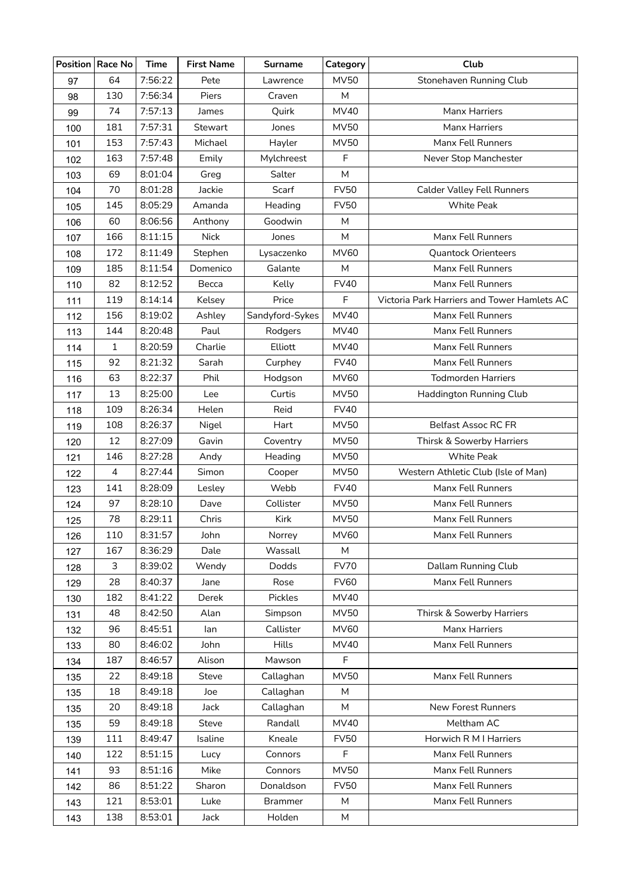| Position | Race No | Time | First Name | Surname | Category | Club |
|---|---|---|---|---|---|---|
| 97 | 64 | 7:56:22 | Pete | Lawrence | MV50 | Stonehaven Running Club |
| 98 | 130 | 7:56:34 | Piers | Craven | M | |
| 99 | 74 | 7:57:13 | James | Quirk | MV40 | Manx Harriers |
| 100 | 181 | 7:57:31 | Stewart | Jones | MV50 | Manx Harriers |
| 101 | 153 | 7:57:43 | Michael | Hayler | MV50 | Manx Fell Runners |
| 102 | 163 | 7:57:48 | Emily | Mylchreest | F | Never Stop Manchester |
| 103 | 69 | 8:01:04 | Greg | Salter | M | |
| 104 | 70 | 8:01:28 | Jackie | Scarf | FV50 | Calder Valley Fell Runners |
| 105 | 145 | 8:05:29 | Amanda | Heading | FV50 | White Peak |
| 106 | 60 | 8:06:56 | Anthony | Goodwin | M | |
| 107 | 166 | 8:11:15 | Nick | Jones | M | Manx Fell Runners |
| 108 | 172 | 8:11:49 | Stephen | Lysaczenko | MV60 | Quantock Orienteers |
| 109 | 185 | 8:11:54 | Domenico | Galante | M | Manx Fell Runners |
| 110 | 82 | 8:12:52 | Becca | Kelly | FV40 | Manx Fell Runners |
| 111 | 119 | 8:14:14 | Kelsey | Price | F | Victoria Park Harriers and Tower Hamlets AC |
| 112 | 156 | 8:19:02 | Ashley | Sandyford-Sykes | MV40 | Manx Fell Runners |
| 113 | 144 | 8:20:48 | Paul | Rodgers | MV40 | Manx Fell Runners |
| 114 | 1 | 8:20:59 | Charlie | Elliott | MV40 | Manx Fell Runners |
| 115 | 92 | 8:21:32 | Sarah | Curphey | FV40 | Manx Fell Runners |
| 116 | 63 | 8:22:37 | Phil | Hodgson | MV60 | Todmorden Harriers |
| 117 | 13 | 8:25:00 | Lee | Curtis | MV50 | Haddington Running Club |
| 118 | 109 | 8:26:34 | Helen | Reid | FV40 | |
| 119 | 108 | 8:26:37 | Nigel | Hart | MV50 | Belfast Assoc RC FR |
| 120 | 12 | 8:27:09 | Gavin | Coventry | MV50 | Thirsk & Sowerby Harriers |
| 121 | 146 | 8:27:28 | Andy | Heading | MV50 | White Peak |
| 122 | 4 | 8:27:44 | Simon | Cooper | MV50 | Western Athletic Club (Isle of Man) |
| 123 | 141 | 8:28:09 | Lesley | Webb | FV40 | Manx Fell Runners |
| 124 | 97 | 8:28:10 | Dave | Collister | MV50 | Manx Fell Runners |
| 125 | 78 | 8:29:11 | Chris | Kirk | MV50 | Manx Fell Runners |
| 126 | 110 | 8:31:57 | John | Norrey | MV60 | Manx Fell Runners |
| 127 | 167 | 8:36:29 | Dale | Wassall | M | |
| 128 | 3 | 8:39:02 | Wendy | Dodds | FV70 | Dallam Running Club |
| 129 | 28 | 8:40:37 | Jane | Rose | FV60 | Manx Fell Runners |
| 130 | 182 | 8:41:22 | Derek | Pickles | MV40 | |
| 131 | 48 | 8:42:50 | Alan | Simpson | MV50 | Thirsk & Sowerby Harriers |
| 132 | 96 | 8:45:51 | Ian | Callister | MV60 | Manx Harriers |
| 133 | 80 | 8:46:02 | John | Hills | MV40 | Manx Fell Runners |
| 134 | 187 | 8:46:57 | Alison | Mawson | F | |
| 135 | 22 | 8:49:18 | Steve | Callaghan | MV50 | Manx Fell Runners |
| 135 | 18 | 8:49:18 | Joe | Callaghan | M | |
| 135 | 20 | 8:49:18 | Jack | Callaghan | M | New Forest Runners |
| 135 | 59 | 8:49:18 | Steve | Randall | MV40 | Meltham AC |
| 139 | 111 | 8:49:47 | Isaline | Kneale | FV50 | Horwich R M I Harriers |
| 140 | 122 | 8:51:15 | Lucy | Connors | F | Manx Fell Runners |
| 141 | 93 | 8:51:16 | Mike | Connors | MV50 | Manx Fell Runners |
| 142 | 86 | 8:51:22 | Sharon | Donaldson | FV50 | Manx Fell Runners |
| 143 | 121 | 8:53:01 | Luke | Brammer | M | Manx Fell Runners |
| 143 | 138 | 8:53:01 | Jack | Holden | M | |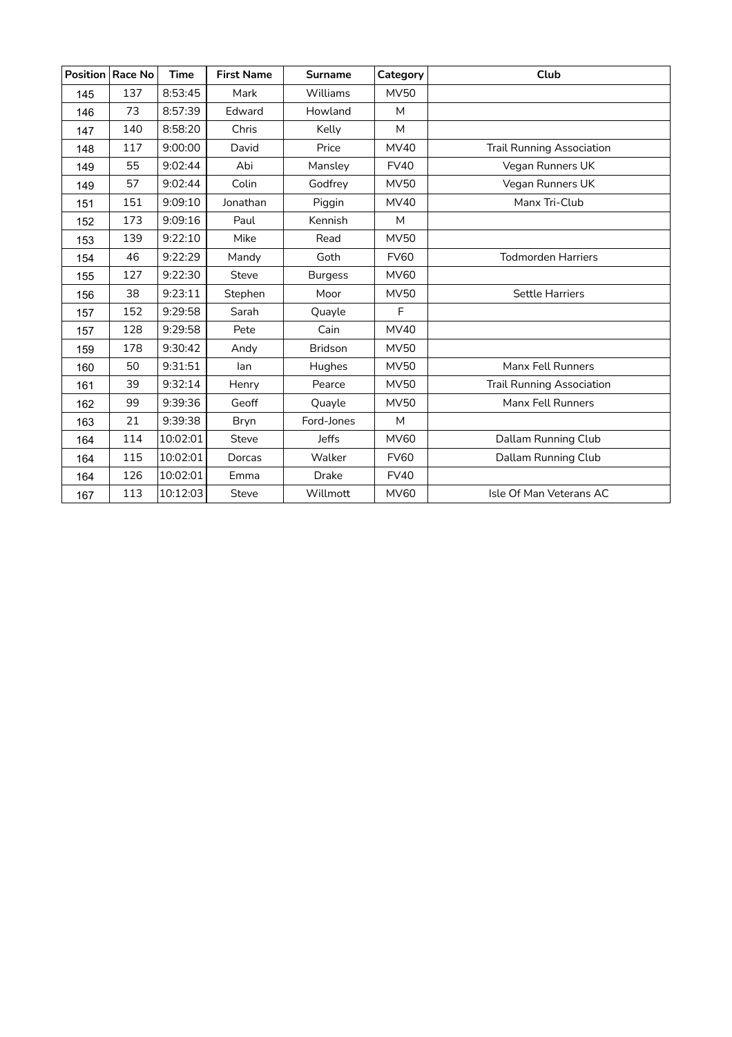| Position | Race No | Time | First Name | Surname | Category | Club |
|---|---|---|---|---|---|---|
| 145 | 137 | 8:53:45 | Mark | Williams | MV50 | |
| 146 | 73 | 8:57:39 | Edward | Howland | M | |
| 147 | 140 | 8:58:20 | Chris | Kelly | M | |
| 148 | 117 | 9:00:00 | David | Price | MV40 | Trail Running Association |
| 149 | 55 | 9:02:44 | Abi | Mansley | FV40 | Vegan Runners UK |
| 149 | 57 | 9:02:44 | Colin | Godfrey | MV50 | Vegan Runners UK |
| 151 | 151 | 9:09:10 | Jonathan | Piggin | MV40 | Manx Tri-Club |
| 152 | 173 | 9:09:16 | Paul | Kennish | M | |
| 153 | 139 | 9:22:10 | Mike | Read | MV50 | |
| 154 | 46 | 9:22:29 | Mandy | Goth | FV60 | Todmorden Harriers |
| 155 | 127 | 9:22:30 | Steve | Burgess | MV60 | |
| 156 | 38 | 9:23:11 | Stephen | Moor | MV50 | Settle Harriers |
| 157 | 152 | 9:29:58 | Sarah | Quayle | F | |
| 157 | 128 | 9:29:58 | Pete | Cain | MV40 | |
| 159 | 178 | 9:30:42 | Andy | Bridson | MV50 | |
| 160 | 50 | 9:31:51 | Ian | Hughes | MV50 | Manx Fell Runners |
| 161 | 39 | 9:32:14 | Henry | Pearce | MV50 | Trail Running Association |
| 162 | 99 | 9:39:36 | Geoff | Quayle | MV50 | Manx Fell Runners |
| 163 | 21 | 9:39:38 | Bryn | Ford-Jones | M | |
| 164 | 114 | 10:02:01 | Steve | Jeffs | MV60 | Dallam Running Club |
| 164 | 115 | 10:02:01 | Dorcas | Walker | FV60 | Dallam Running Club |
| 164 | 126 | 10:02:01 | Emma | Drake | FV40 | |
| 167 | 113 | 10:12:03 | Steve | Willmott | MV60 | Isle Of Man Veterans AC |